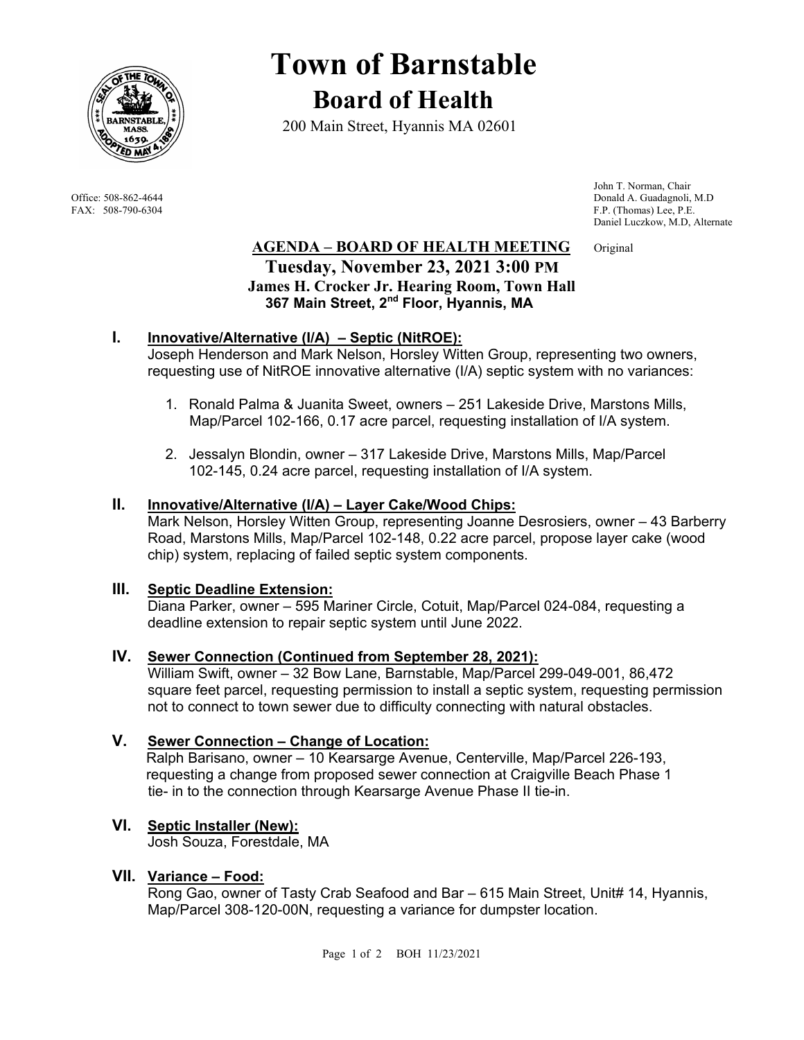# Town of Barnstable

## Board of Health

200 Main Street, Hyannis MA 02601

Office: 508-862-4644
FAX: 508-790-6304

John T. Norman, Chair
Donald A. Guadagnoli, M.D
F.P. (Thomas) Lee, P.E.
Daniel Luczkow, M.D, Alternate

### AGENDA – BOARD OF HEALTH MEETING

Original

**Tuesday, November 23, 2021 3:00 PM**
**James H. Crocker Jr. Hearing Room, Town Hall**
**367 Main Street, 2nd Floor, Hyannis, MA**

**I. Innovative/Alternative (I/A) – Septic (NitROE):**

Joseph Henderson and Mark Nelson, Horsley Witten Group, representing two owners, requesting use of NitROE innovative alternative (I/A) septic system with no variances:

1. Ronald Palma & Juanita Sweet, owners – 251 Lakeside Drive, Marstons Mills, Map/Parcel 102-166, 0.17 acre parcel, requesting installation of I/A system.

2. Jessalyn Blondin, owner – 317 Lakeside Drive, Marstons Mills, Map/Parcel 102-145, 0.24 acre parcel, requesting installation of I/A system.

**II. Innovative/Alternative (I/A) – Layer Cake/Wood Chips:**

Mark Nelson, Horsley Witten Group, representing Joanne Desrosiers, owner – 43 Barberry Road, Marstons Mills, Map/Parcel 102-148, 0.22 acre parcel, propose layer cake (wood chip) system, replacing of failed septic system components.

**III. Septic Deadline Extension:**

Diana Parker, owner – 595 Mariner Circle, Cotuit, Map/Parcel 024-084, requesting a deadline extension to repair septic system until June 2022.

**IV. Sewer Connection (Continued from September 28, 2021):**

William Swift, owner – 32 Bow Lane, Barnstable, Map/Parcel 299-049-001, 86,472 square feet parcel, requesting permission to install a septic system, requesting permission not to connect to town sewer due to difficulty connecting with natural obstacles.

**V. Sewer Connection – Change of Location:**

Ralph Barisano, owner – 10 Kearsarge Avenue, Centerville, Map/Parcel 226-193, requesting a change from proposed sewer connection at Craigville Beach Phase 1 tie- in to the connection through Kearsarge Avenue Phase II tie-in.

**VI. Septic Installer (New):**

Josh Souza, Forestdale, MA

**VII. Variance – Food:**

Rong Gao, owner of Tasty Crab Seafood and Bar – 615 Main Street, Unit# 14, Hyannis, Map/Parcel 308-120-00N, requesting a variance for dumpster location.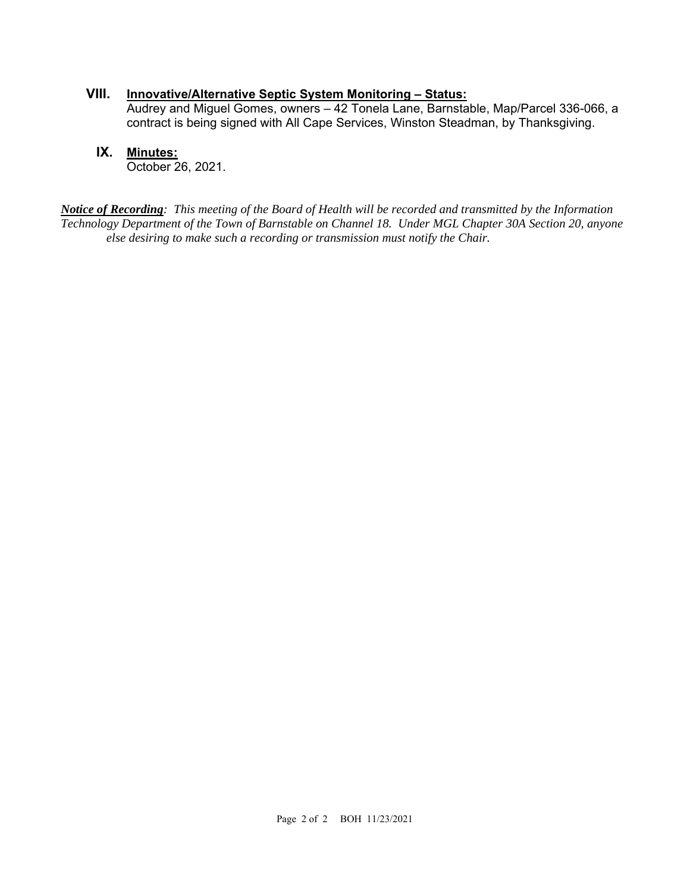**VIII. <u>Innovative/Alternative Septic System Monitoring – Status:</u>**

Audrey and Miguel Gomes, owners – 42 Tonela Lane, Barnstable, Map/Parcel 336-066, a contract is being signed with All Cape Services, Winston Steadman, by Thanksgiving.

**IX. <u>Minutes:</u>**

October 26, 2021.

***<u>Notice of Recording</u>****: This meeting of the Board of Health will be recorded and transmitted by the Information Technology Department of the Town of Barnstable on Channel 18. Under MGL Chapter 30A Section 20, anyone else desiring to make such a recording or transmission must notify the Chair.*